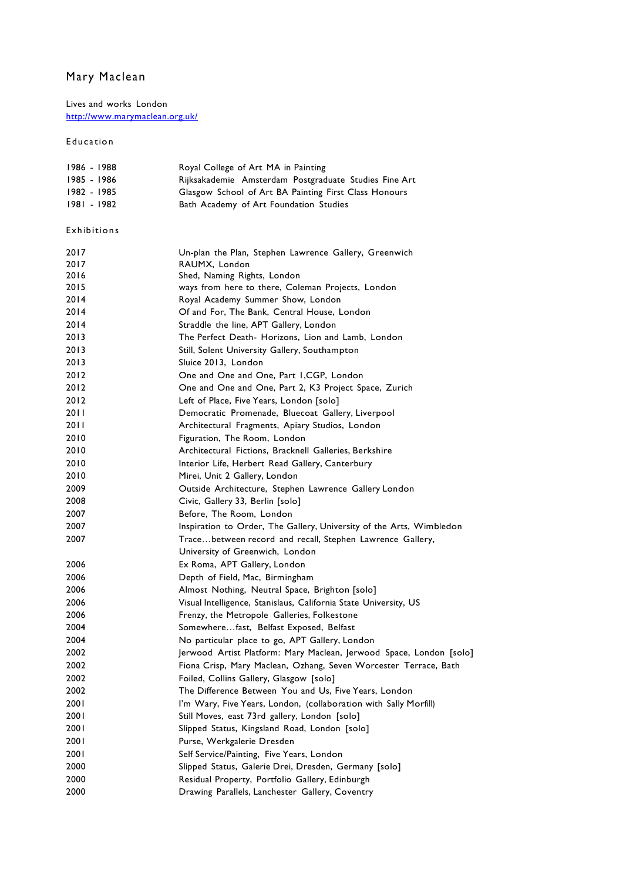# Mary Maclean

Lives and works London
http://www.marymaclean.org.uk/

## Education

| | |
|---|---|
| 1986 - 1988 | Royal College of Art MA in Painting |
| 1985 - 1986 | Rijksakademie Amsterdam Postgraduate Studies Fine Art |
| 1982 - 1985 | Glasgow School of Art BA Painting First Class Honours |
| 1981 - 1982 | Bath Academy of Art Foundation Studies |

## Exhibitions

| | |
|---|---|
| 2017 | Un-plan the Plan, Stephen Lawrence Gallery, Greenwich |
| 2017 | RAUMX, London |
| 2016 | Shed, Naming Rights, London |
| 2015 | ways from here to there, Coleman Projects, London |
| 2014 | Royal Academy Summer Show, London |
| 2014 | Of and For, The Bank, Central House, London |
| 2014 | Straddle the line, APT Gallery, London |
| 2013 | The Perfect Death- Horizons, Lion and Lamb, London |
| 2013 | Still, Solent University Gallery, Southampton |
| 2013 | Sluice 2013, London |
| 2012 | One and One and One, Part 1,CGP, London |
| 2012 | One and One and One, Part 2, K3 Project Space, Zurich |
| 2012 | Left of Place, Five Years, London [solo] |
| 2011 | Democratic Promenade, Bluecoat Gallery, Liverpool |
| 2011 | Architectural Fragments, Apiary Studios, London |
| 2010 | Figuration, The Room, London |
| 2010 | Architectural Fictions, Bracknell Galleries, Berkshire |
| 2010 | Interior Life, Herbert Read Gallery, Canterbury |
| 2010 | Mirei, Unit 2 Gallery, London |
| 2009 | Outside Architecture, Stephen Lawrence Gallery London |
| 2008 | Civic, Gallery 33, Berlin [solo] |
| 2007 | Before, The Room, London |
| 2007 | Inspiration to Order, The Gallery, University of the Arts, Wimbledon |
| 2007 | Trace…between record and recall, Stephen Lawrence Gallery, University of Greenwich, London |
| 2006 | Ex Roma, APT Gallery, London |
| 2006 | Depth of Field, Mac, Birmingham |
| 2006 | Almost Nothing, Neutral Space, Brighton [solo] |
| 2006 | Visual Intelligence, Stanislaus, California State University, US |
| 2006 | Frenzy, the Metropole Galleries, Folkestone |
| 2004 | Somewhere…fast, Belfast Exposed, Belfast |
| 2004 | No particular place to go, APT Gallery, London |
| 2002 | Jerwood Artist Platform: Mary Maclean, Jerwood Space, London [solo] |
| 2002 | Fiona Crisp, Mary Maclean, Ozhang, Seven Worcester Terrace, Bath |
| 2002 | Foiled, Collins Gallery, Glasgow [solo] |
| 2002 | The Difference Between You and Us, Five Years, London |
| 2001 | I'm Wary, Five Years, London, (collaboration with Sally Morfill) |
| 2001 | Still Moves, east 73rd gallery, London [solo] |
| 2001 | Slipped Status, Kingsland Road, London [solo] |
| 2001 | Purse, Werkgalerie Dresden |
| 2001 | Self Service/Painting, Five Years, London |
| 2000 | Slipped Status, Galerie Drei, Dresden, Germany [solo] |
| 2000 | Residual Property, Portfolio Gallery, Edinburgh |
| 2000 | Drawing Parallels, Lanchester Gallery, Coventry |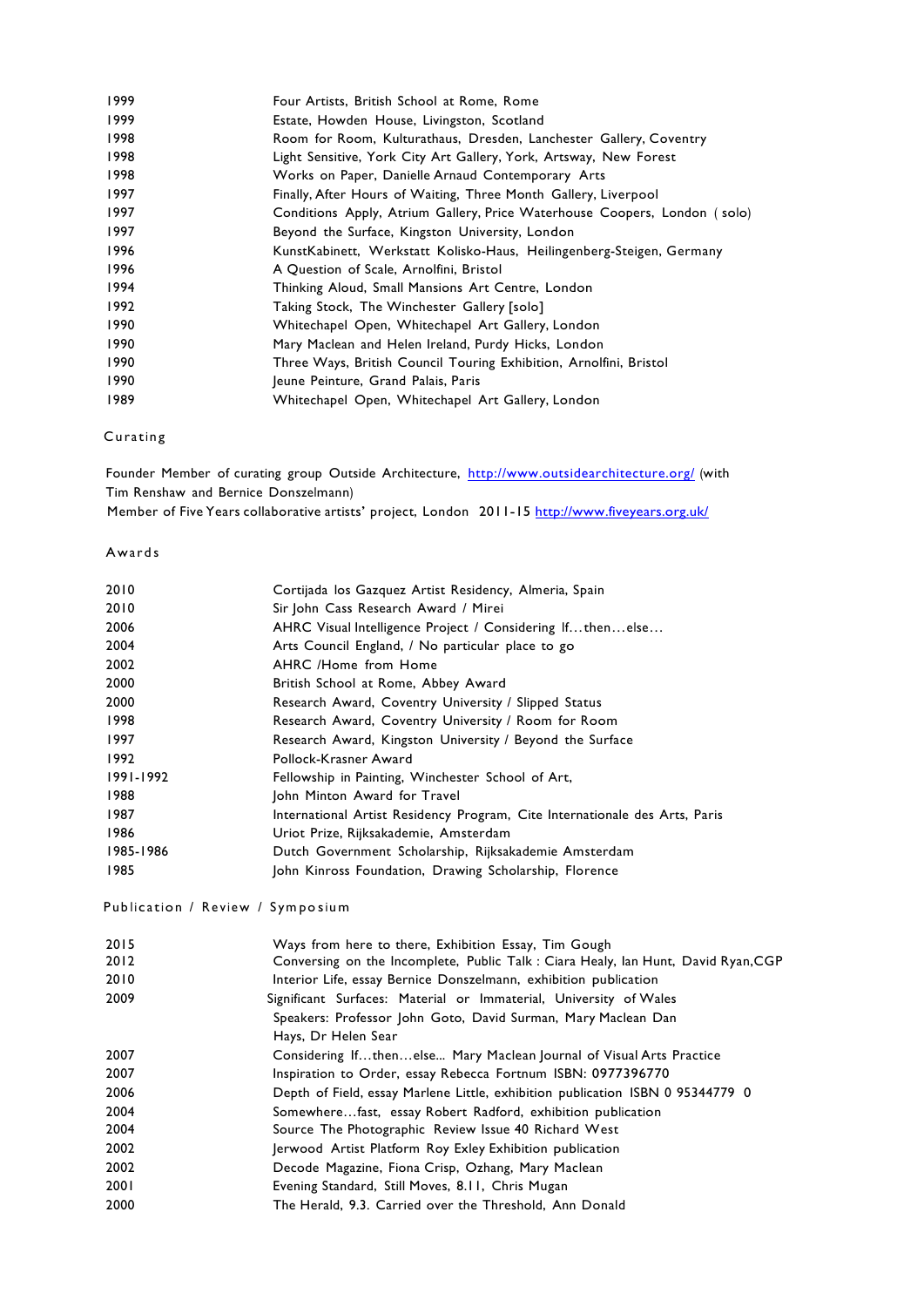| | |
|---|---|
| 1999 | Four Artists, British School at Rome, Rome |
| 1999 | Estate, Howden House, Livingston, Scotland |
| 1998 | Room for Room, Kulturathaus, Dresden, Lanchester Gallery, Coventry |
| 1998 | Light Sensitive, York City Art Gallery, York, Artsway, New Forest |
| 1998 | Works on Paper, Danielle Arnaud Contemporary Arts |
| 1997 | Finally, After Hours of Waiting, Three Month Gallery, Liverpool |
| 1997 | Conditions Apply, Atrium Gallery, Price Waterhouse Coopers, London ( solo) |
| 1997 | Beyond the Surface, Kingston University, London |
| 1996 | KunstKabinett, Werkstatt Kolisko-Haus, Heilingenberg-Steigen, Germany |
| 1996 | A Question of Scale, Arnolfini, Bristol |
| 1994 | Thinking Aloud, Small Mansions Art Centre, London |
| 1992 | Taking Stock, The Winchester Gallery [solo] |
| 1990 | Whitechapel Open, Whitechapel Art Gallery, London |
| 1990 | Mary Maclean and Helen Ireland, Purdy Hicks, London |
| 1990 | Three Ways, British Council Touring Exhibition, Arnolfini, Bristol |
| 1990 | Jeune Peinture, Grand Palais, Paris |
| 1989 | Whitechapel Open, Whitechapel Art Gallery, London |

## Curating

Founder Member of curating group Outside Architecture, http://www.outsidearchitecture.org/ (with Tim Renshaw and Bernice Donszelmann)
Member of Five Years collaborative artists' project, London 2011-15 http://www.fiveyears.org.uk/

## Awards

| | |
|---|---|
| 2010 | Cortijada los Gazquez Artist Residency, Almeria, Spain |
| 2010 | Sir John Cass Research Award / Mirei |
| 2006 | AHRC Visual Intelligence Project / Considering If…then…else… |
| 2004 | Arts Council England, / No particular place to go |
| 2002 | AHRC /Home from Home |
| 2000 | British School at Rome, Abbey Award |
| 2000 | Research Award, Coventry University / Slipped Status |
| 1998 | Research Award, Coventry University / Room for Room |
| 1997 | Research Award, Kingston University / Beyond the Surface |
| 1992 | Pollock-Krasner Award |
| 1991-1992 | Fellowship in Painting, Winchester School of Art, |
| 1988 | John Minton Award for Travel |
| 1987 | International Artist Residency Program, Cite Internationale des Arts, Paris |
| 1986 | Uriot Prize, Rijksakademie, Amsterdam |
| 1985-1986 | Dutch Government Scholarship, Rijksakademie Amsterdam |
| 1985 | John Kinross Foundation, Drawing Scholarship, Florence |

## Publication / Review / Symposium

| | |
|---|---|
| 2015 | Ways from here to there, Exhibition Essay, Tim Gough |
| 2012 | Conversing on the Incomplete, Public Talk : Ciara Healy, Ian Hunt, David Ryan,CGP |
| 2010 | Interior Life, essay Bernice Donszelmann, exhibition publication |
| 2009 | Significant Surfaces: Material or Immaterial, University of Wales<br>Speakers: Professor John Goto, David Surman, Mary Maclean Dan Hays, Dr Helen Sear |
| 2007 | Considering If…then…else... Mary Maclean Journal of Visual Arts Practice |
| 2007 | Inspiration to Order, essay Rebecca Fortnum ISBN: 0977396770 |
| 2006 | Depth of Field, essay Marlene Little, exhibition publication ISBN 0 95344779 0 |
| 2004 | Somewhere…fast, essay Robert Radford, exhibition publication |
| 2004 | Source The Photographic Review Issue 40 Richard West |
| 2002 | Jerwood Artist Platform Roy Exley Exhibition publication |
| 2002 | Decode Magazine, Fiona Crisp, Ozhang, Mary Maclean |
| 2001 | Evening Standard, Still Moves, 8.11, Chris Mugan |
| 2000 | The Herald, 9.3. Carried over the Threshold, Ann Donald |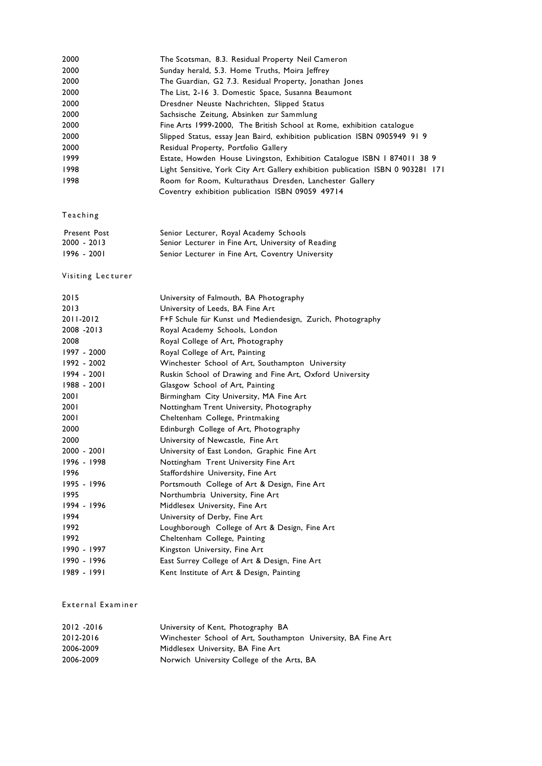| | |
|---|---|
| 2000 | The Scotsman, 8.3. Residual Property Neil Cameron |
| 2000 | Sunday herald, 5.3. Home Truths, Moira Jeffrey |
| 2000 | The Guardian, G2 7.3. Residual Property, Jonathan Jones |
| 2000 | The List, 2-16 3. Domestic Space, Susanna Beaumont |
| 2000 | Dresdner Neuste Nachrichten, Slipped Status |
| 2000 | Sachsische Zeitung, Absinken zur Sammlung |
| 2000 | Fine Arts 1999-2000, The British School at Rome, exhibition catalogue |
| 2000 | Slipped Status, essay Jean Baird, exhibition publication ISBN 0905949 91 9 |
| 2000 | Residual Property, Portfolio Gallery |
| 1999 | Estate, Howden House Livingston, Exhibition Catalogue ISBN 1 874011 38 9 |
| 1998 | Light Sensitive, York City Art Gallery exhibition publication ISBN 0 903281 171 |
| 1998 | Room for Room, Kulturathaus Dresden, Lanchester Gallery Coventry exhibition publication ISBN 09059 49714 |

## Teaching

| | |
|---|---|
| Present Post | Senior Lecturer, Royal Academy Schools |
| 2000 - 2013 | Senior Lecturer in Fine Art, University of Reading |
| 1996 - 2001 | Senior Lecturer in Fine Art, Coventry University |

## Visiting Lecturer

| | |
|---|---|
| 2015 | University of Falmouth, BA Photography |
| 2013 | University of Leeds, BA Fine Art |
| 2011-2012 | F+F Schule für Kunst und Mediendesign, Zurich, Photography |
| 2008 -2013 | Royal Academy Schools, London |
| 2008 | Royal College of Art, Photography |
| 1997 - 2000 | Royal College of Art, Painting |
| 1992 - 2002 | Winchester School of Art, Southampton University |
| 1994 - 2001 | Ruskin School of Drawing and Fine Art, Oxford University |
| 1988 - 2001 | Glasgow School of Art, Painting |
| 2001 | Birmingham City University, MA Fine Art |
| 2001 | Nottingham Trent University, Photography |
| 2001 | Cheltenham College, Printmaking |
| 2000 | Edinburgh College of Art, Photography |
| 2000 | University of Newcastle, Fine Art |
| 2000 - 2001 | University of East London, Graphic Fine Art |
| 1996 - 1998 | Nottingham Trent University Fine Art |
| 1996 | Staffordshire University, Fine Art |
| 1995 - 1996 | Portsmouth College of Art & Design, Fine Art |
| 1995 | Northumbria University, Fine Art |
| 1994 - 1996 | Middlesex University, Fine Art |
| 1994 | University of Derby, Fine Art |
| 1992 | Loughborough College of Art & Design, Fine Art |
| 1992 | Cheltenham College, Painting |
| 1990 - 1997 | Kingston University, Fine Art |
| 1990 - 1996 | East Surrey College of Art & Design, Fine Art |
| 1989 - 1991 | Kent Institute of Art & Design, Painting |

## External Examiner

| | |
|---|---|
| 2012 -2016 | University of Kent, Photography BA |
| 2012-2016 | Winchester School of Art, Southampton University, BA Fine Art |
| 2006-2009 | Middlesex University, BA Fine Art |
| 2006-2009 | Norwich University College of the Arts, BA |